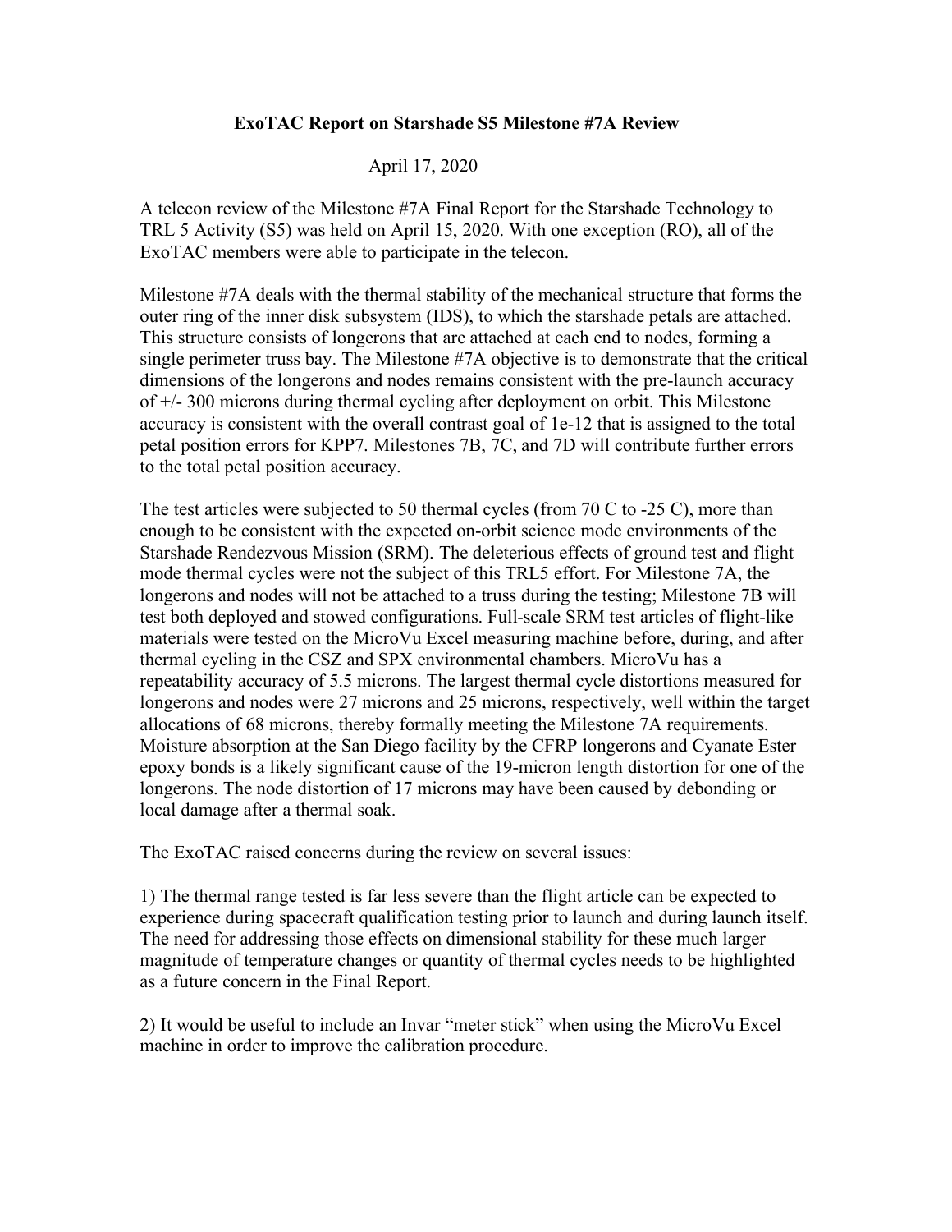# ExoTAC Report on Starshade S5 Milestone #7A Review

April 17, 2020

A telecon review of the Milestone #7A Final Report for the Starshade Technology to TRL 5 Activity (S5) was held on April 15, 2020. With one exception (RO), all of the ExoTAC members were able to participate in the telecon.

Milestone #7A deals with the thermal stability of the mechanical structure that forms the outer ring of the inner disk subsystem (IDS), to which the starshade petals are attached. This structure consists of longerons that are attached at each end to nodes, forming a single perimeter truss bay. The Milestone #7A objective is to demonstrate that the critical dimensions of the longerons and nodes remains consistent with the pre-launch accuracy of +/- 300 microns during thermal cycling after deployment on orbit. This Milestone accuracy is consistent with the overall contrast goal of 1e-12 that is assigned to the total petal position errors for KPP7. Milestones 7B, 7C, and 7D will contribute further errors to the total petal position accuracy.

The test articles were subjected to 50 thermal cycles (from 70 C to -25 C), more than enough to be consistent with the expected on-orbit science mode environments of the Starshade Rendezvous Mission (SRM). The deleterious effects of ground test and flight mode thermal cycles were not the subject of this TRL5 effort. For Milestone 7A, the longerons and nodes will not be attached to a truss during the testing; Milestone 7B will test both deployed and stowed configurations. Full-scale SRM test articles of flight-like materials were tested on the MicroVu Excel measuring machine before, during, and after thermal cycling in the CSZ and SPX environmental chambers. MicroVu has a repeatability accuracy of 5.5 microns. The largest thermal cycle distortions measured for longerons and nodes were 27 microns and 25 microns, respectively, well within the target allocations of 68 microns, thereby formally meeting the Milestone 7A requirements. Moisture absorption at the San Diego facility by the CFRP longerons and Cyanate Ester epoxy bonds is a likely significant cause of the 19-micron length distortion for one of the longerons. The node distortion of 17 microns may have been caused by debonding or local damage after a thermal soak.

The ExoTAC raised concerns during the review on several issues:

1) The thermal range tested is far less severe than the flight article can be expected to experience during spacecraft qualification testing prior to launch and during launch itself. The need for addressing those effects on dimensional stability for these much larger magnitude of temperature changes or quantity of thermal cycles needs to be highlighted as a future concern in the Final Report.

2) It would be useful to include an Invar "meter stick" when using the MicroVu Excel machine in order to improve the calibration procedure.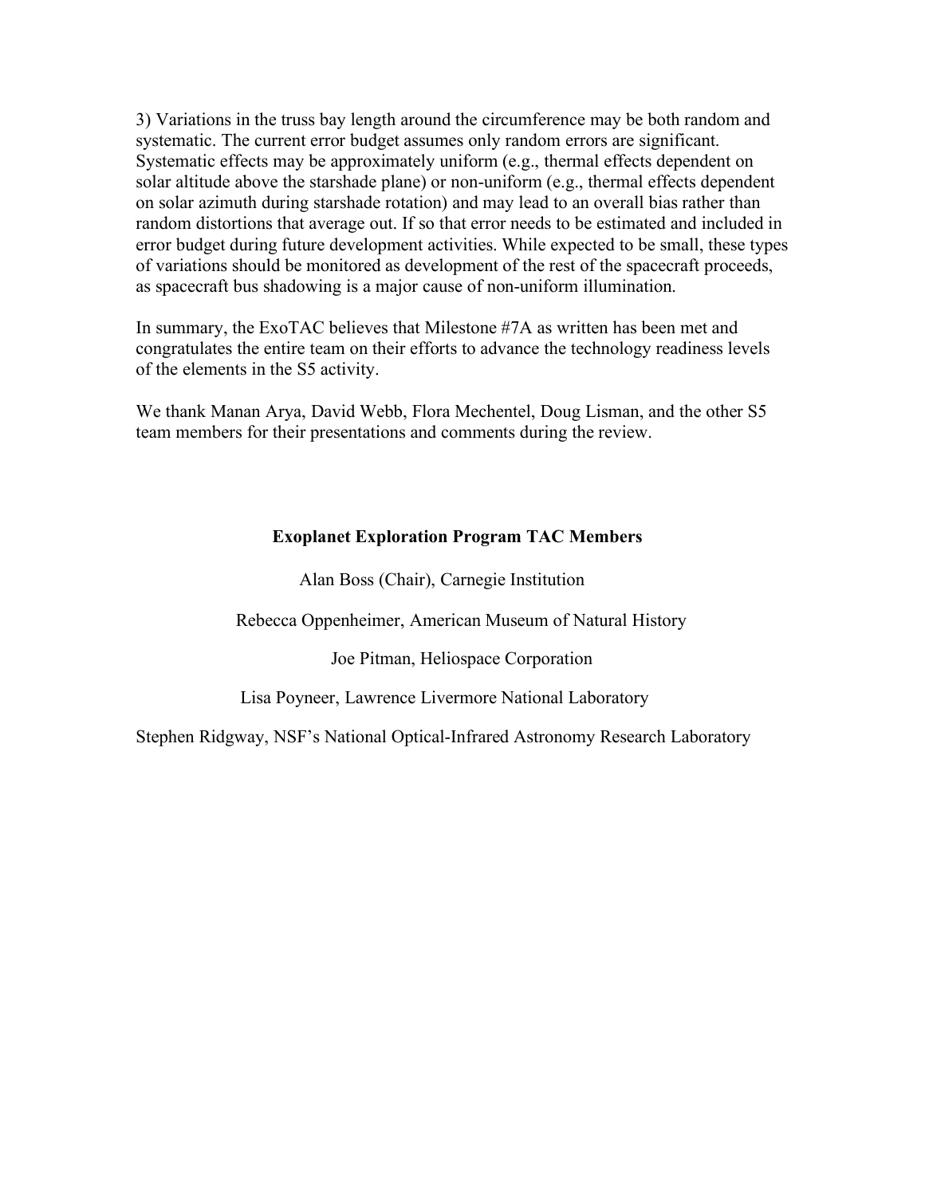3) Variations in the truss bay length around the circumference may be both random and systematic. The current error budget assumes only random errors are significant. Systematic effects may be approximately uniform (e.g., thermal effects dependent on solar altitude above the starshade plane) or non-uniform (e.g., thermal effects dependent on solar azimuth during starshade rotation) and may lead to an overall bias rather than random distortions that average out. If so that error needs to be estimated and included in error budget during future development activities. While expected to be small, these types of variations should be monitored as development of the rest of the spacecraft proceeds, as spacecraft bus shadowing is a major cause of non-uniform illumination.

In summary, the ExoTAC believes that Milestone #7A as written has been met and congratulates the entire team on their efforts to advance the technology readiness levels of the elements in the S5 activity.

We thank Manan Arya, David Webb, Flora Mechentel, Doug Lisman, and the other S5 team members for their presentations and comments during the review.

**Exoplanet Exploration Program TAC Members**

Alan Boss (Chair), Carnegie Institution

Rebecca Oppenheimer, American Museum of Natural History

Joe Pitman, Heliospace Corporation

Lisa Poyneer, Lawrence Livermore National Laboratory

Stephen Ridgway, NSF's National Optical-Infrared Astronomy Research Laboratory